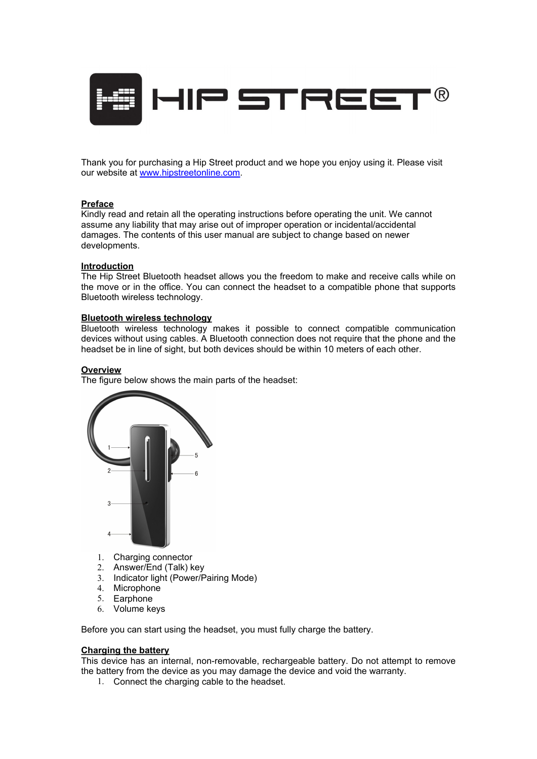# HIP STREET®

Thank you for purchasing a Hip Street product and we hope you enjoy using it. Please visit our website at www.hipstreetonline.com.

## Preface

Kindly read and retain all the operating instructions before operating the unit. We cannot assume any liability that may arise out of improper operation or incidental/accidental damages. The contents of this user manual are subject to change based on newer developments.

## Introduction

The Hip Street Bluetooth headset allows you the freedom to make and receive calls while on the move or in the office. You can connect the headset to a compatible phone that supports Bluetooth wireless technology.

## Bluetooth wireless technology

Bluetooth wireless technology makes it possible to connect compatible communication devices without using cables. A Bluetooth connection does not require that the phone and the headset be in line of sight, but both devices should be within 10 meters of each other.

## Overview

The figure below shows the main parts of the headset:

1. Charging connector
2. Answer/End (Talk) key
3. Indicator light (Power/Pairing Mode)
4. Microphone
5. Earphone
6. Volume keys

Before you can start using the headset, you must fully charge the battery.

## Charging the battery

This device has an internal, non-removable, rechargeable battery. Do not attempt to remove the battery from the device as you may damage the device and void the warranty.

1. Connect the charging cable to the headset.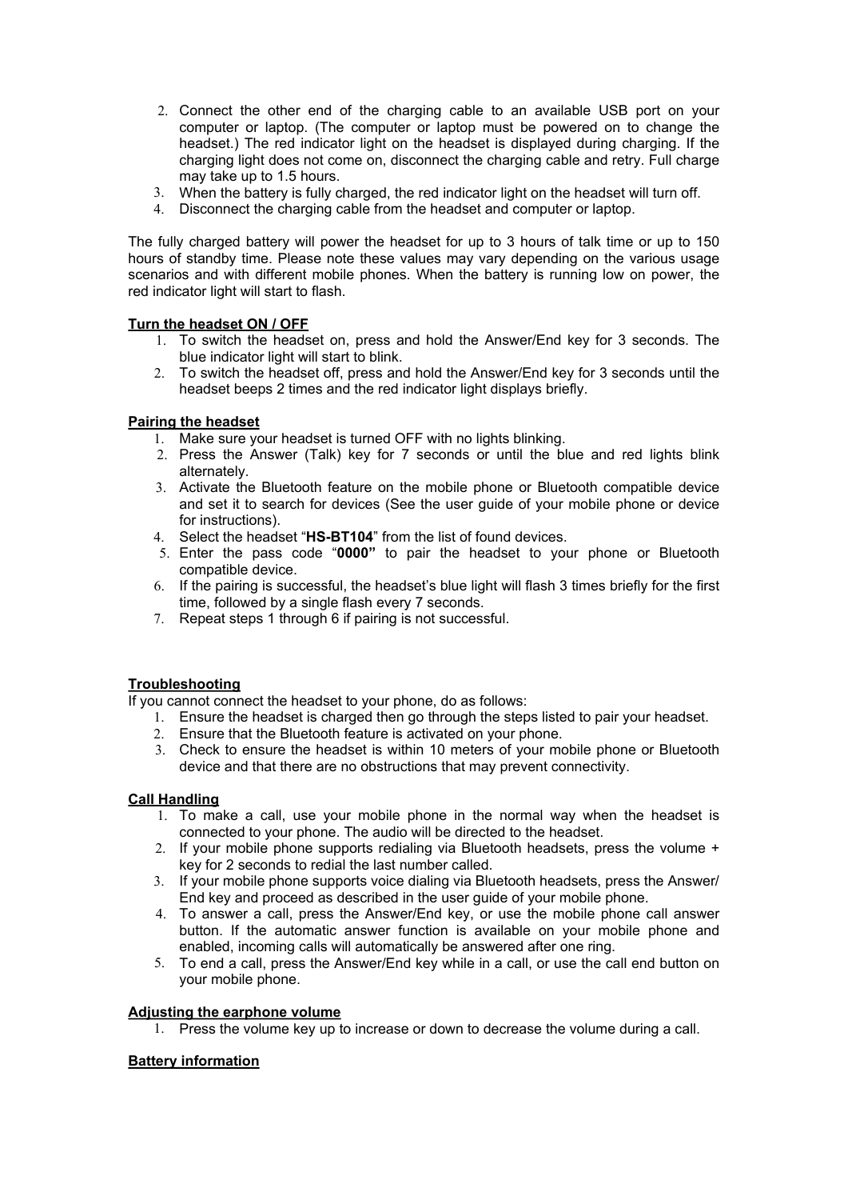2. Connect the other end of the charging cable to an available USB port on your computer or laptop. (The computer or laptop must be powered on to change the headset.) The red indicator light on the headset is displayed during charging. If the charging light does not come on, disconnect the charging cable and retry. Full charge may take up to 1.5 hours.
3. When the battery is fully charged, the red indicator light on the headset will turn off.
4. Disconnect the charging cable from the headset and computer or laptop.

The fully charged battery will power the headset for up to 3 hours of talk time or up to 150 hours of standby time. Please note these values may vary depending on the various usage scenarios and with different mobile phones. When the battery is running low on power, the red indicator light will start to flash.

## Turn the headset ON / OFF

1. To switch the headset on, press and hold the Answer/End key for 3 seconds. The blue indicator light will start to blink.
2. To switch the headset off, press and hold the Answer/End key for 3 seconds until the headset beeps 2 times and the red indicator light displays briefly.

## Pairing the headset

1. Make sure your headset is turned OFF with no lights blinking.
2. Press the Answer (Talk) key for 7 seconds or until the blue and red lights blink alternately.
3. Activate the Bluetooth feature on the mobile phone or Bluetooth compatible device and set it to search for devices (See the user guide of your mobile phone or device for instructions).
4. Select the headset "**HS-BT104**" from the list of found devices.
5. Enter the pass code "**0000"** to pair the headset to your phone or Bluetooth compatible device.
6. If the pairing is successful, the headset's blue light will flash 3 times briefly for the first time, followed by a single flash every 7 seconds.
7. Repeat steps 1 through 6 if pairing is not successful.

## Troubleshooting

If you cannot connect the headset to your phone, do as follows:

1. Ensure the headset is charged then go through the steps listed to pair your headset.
2. Ensure that the Bluetooth feature is activated on your phone.
3. Check to ensure the headset is within 10 meters of your mobile phone or Bluetooth device and that there are no obstructions that may prevent connectivity.

## Call Handling

1. To make a call, use your mobile phone in the normal way when the headset is connected to your phone. The audio will be directed to the headset.
2. If your mobile phone supports redialing via Bluetooth headsets, press the volume + key for 2 seconds to redial the last number called.
3. If your mobile phone supports voice dialing via Bluetooth headsets, press the Answer/ End key and proceed as described in the user guide of your mobile phone.
4. To answer a call, press the Answer/End key, or use the mobile phone call answer button. If the automatic answer function is available on your mobile phone and enabled, incoming calls will automatically be answered after one ring.
5. To end a call, press the Answer/End key while in a call, or use the call end button on your mobile phone.

## Adjusting the earphone volume

1. Press the volume key up to increase or down to decrease the volume during a call.

## Battery information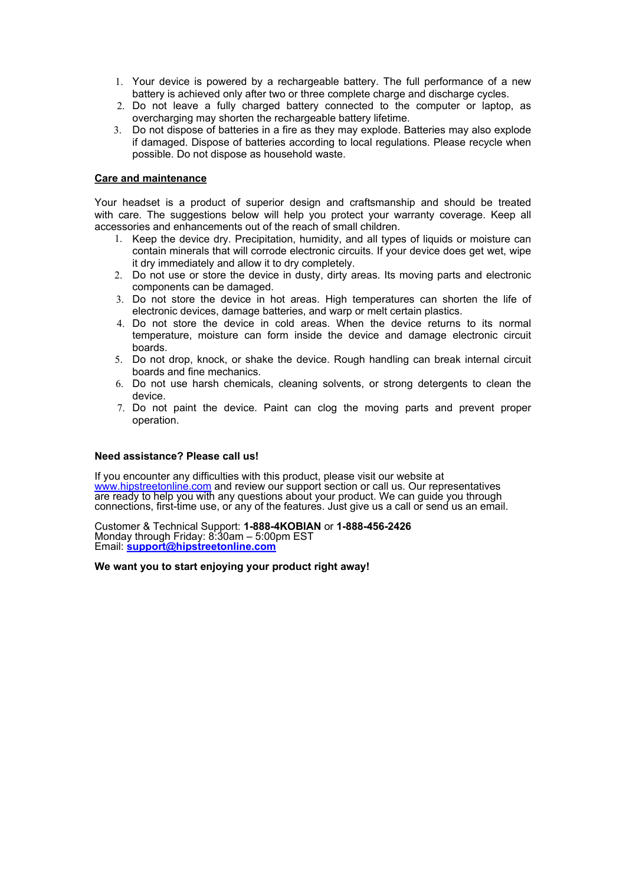1. Your device is powered by a rechargeable battery. The full performance of a new battery is achieved only after two or three complete charge and discharge cycles.
2. Do not leave a fully charged battery connected to the computer or laptop, as overcharging may shorten the rechargeable battery lifetime.
3. Do not dispose of batteries in a fire as they may explode. Batteries may also explode if damaged. Dispose of batteries according to local regulations. Please recycle when possible. Do not dispose as household waste.

**Care and maintenance**

Your headset is a product of superior design and craftsmanship and should be treated with care. The suggestions below will help you protect your warranty coverage. Keep all accessories and enhancements out of the reach of small children.

1. Keep the device dry. Precipitation, humidity, and all types of liquids or moisture can contain minerals that will corrode electronic circuits. If your device does get wet, wipe it dry immediately and allow it to dry completely.
2. Do not use or store the device in dusty, dirty areas. Its moving parts and electronic components can be damaged.
3. Do not store the device in hot areas. High temperatures can shorten the life of electronic devices, damage batteries, and warp or melt certain plastics.
4. Do not store the device in cold areas. When the device returns to its normal temperature, moisture can form inside the device and damage electronic circuit boards.
5. Do not drop, knock, or shake the device. Rough handling can break internal circuit boards and fine mechanics.
6. Do not use harsh chemicals, cleaning solvents, or strong detergents to clean the device.
7. Do not paint the device. Paint can clog the moving parts and prevent proper operation.

**Need assistance? Please call us!**

If you encounter any difficulties with this product, please visit our website at www.hipstreetonline.com and review our support section or call us. Our representatives are ready to help you with any questions about your product. We can guide you through connections, first-time use, or any of the features. Just give us a call or send us an email.

Customer & Technical Support: **1-888-4KOBIAN** or **1-888-456-2426**
Monday through Friday: 8:30am – 5:00pm EST
Email: **support@hipstreetonline.com**

**We want you to start enjoying your product right away!**